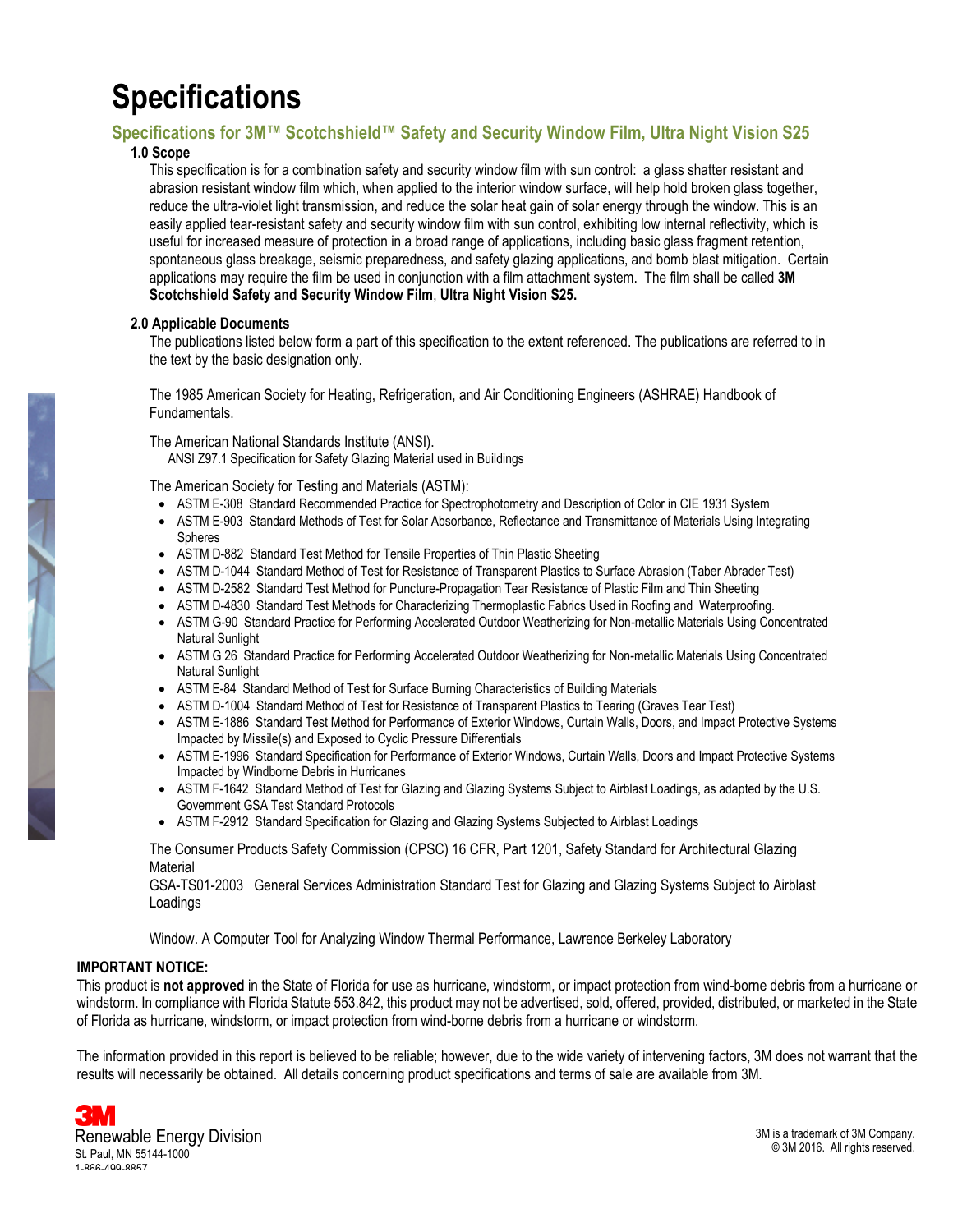# Specifications

## Specifications for 3M™ Scotchshield™ Safety and Security Window Film, Ultra Night Vision S25

### 1.0 Scope

This specification is for a combination safety and security window film with sun control: a glass shatter resistant and abrasion resistant window film which, when applied to the interior window surface, will help hold broken glass together, reduce the ultra-violet light transmission, and reduce the solar heat gain of solar energy through the window. This is an easily applied tear-resistant safety and security window film with sun control, exhibiting low internal reflectivity, which is useful for increased measure of protection in a broad range of applications, including basic glass fragment retention, spontaneous glass breakage, seismic preparedness, and safety glazing applications, and bomb blast mitigation. Certain applications may require the film be used in conjunction with a film attachment system. The film shall be called **3M Scotchshield Safety and Security Window Film**, **Ultra Night Vision S25.**

### 2.0 Applicable Documents

The publications listed below form a part of this specification to the extent referenced. The publications are referred to in the text by the basic designation only.

The 1985 American Society for Heating, Refrigeration, and Air Conditioning Engineers (ASHRAE) Handbook of Fundamentals.

The American National Standards Institute (ANSI).
ANSI Z97.1 Specification for Safety Glazing Material used in Buildings

The American Society for Testing and Materials (ASTM):

- ASTM E-308 Standard Recommended Practice for Spectrophotometry and Description of Color in CIE 1931 System
- ASTM E-903 Standard Methods of Test for Solar Absorbance, Reflectance and Transmittance of Materials Using Integrating Spheres
- ASTM D-882 Standard Test Method for Tensile Properties of Thin Plastic Sheeting
- ASTM D-1044 Standard Method of Test for Resistance of Transparent Plastics to Surface Abrasion (Taber Abrader Test)
- ASTM D-2582 Standard Test Method for Puncture-Propagation Tear Resistance of Plastic Film and Thin Sheeting
- ASTM D-4830 Standard Test Methods for Characterizing Thermoplastic Fabrics Used in Roofing and Waterproofing.
- ASTM G-90 Standard Practice for Performing Accelerated Outdoor Weatherizing for Non-metallic Materials Using Concentrated Natural Sunlight
- ASTM G 26 Standard Practice for Performing Accelerated Outdoor Weatherizing for Non-metallic Materials Using Concentrated Natural Sunlight
- ASTM E-84 Standard Method of Test for Surface Burning Characteristics of Building Materials
- ASTM D-1004 Standard Method of Test for Resistance of Transparent Plastics to Tearing (Graves Tear Test)
- ASTM E-1886 Standard Test Method for Performance of Exterior Windows, Curtain Walls, Doors, and Impact Protective Systems Impacted by Missile(s) and Exposed to Cyclic Pressure Differentials
- ASTM E-1996 Standard Specification for Performance of Exterior Windows, Curtain Walls, Doors and Impact Protective Systems Impacted by Windborne Debris in Hurricanes
- ASTM F-1642 Standard Method of Test for Glazing and Glazing Systems Subject to Airblast Loadings, as adapted by the U.S. Government GSA Test Standard Protocols
- ASTM F-2912 Standard Specification for Glazing and Glazing Systems Subjected to Airblast Loadings

The Consumer Products Safety Commission (CPSC) 16 CFR, Part 1201, Safety Standard for Architectural Glazing Material
GSA-TS01-2003 General Services Administration Standard Test for Glazing and Glazing Systems Subject to Airblast Loadings

Window. A Computer Tool for Analyzing Window Thermal Performance, Lawrence Berkeley Laboratory

**IMPORTANT NOTICE:**
This product is **not approved** in the State of Florida for use as hurricane, windstorm, or impact protection from wind-borne debris from a hurricane or windstorm. In compliance with Florida Statute 553.842, this product may not be advertised, sold, offered, provided, distributed, or marketed in the State of Florida as hurricane, windstorm, or impact protection from wind-borne debris from a hurricane or windstorm.

The information provided in this report is believed to be reliable; however, due to the wide variety of intervening factors, 3M does not warrant that the results will necessarily be obtained. All details concerning product specifications and terms of sale are available from 3M.

3M
Renewable Energy Division
St. Paul, MN 55144-1000
1-866-499-8857

3M is a trademark of 3M Company.
© 3M 2016. All rights reserved.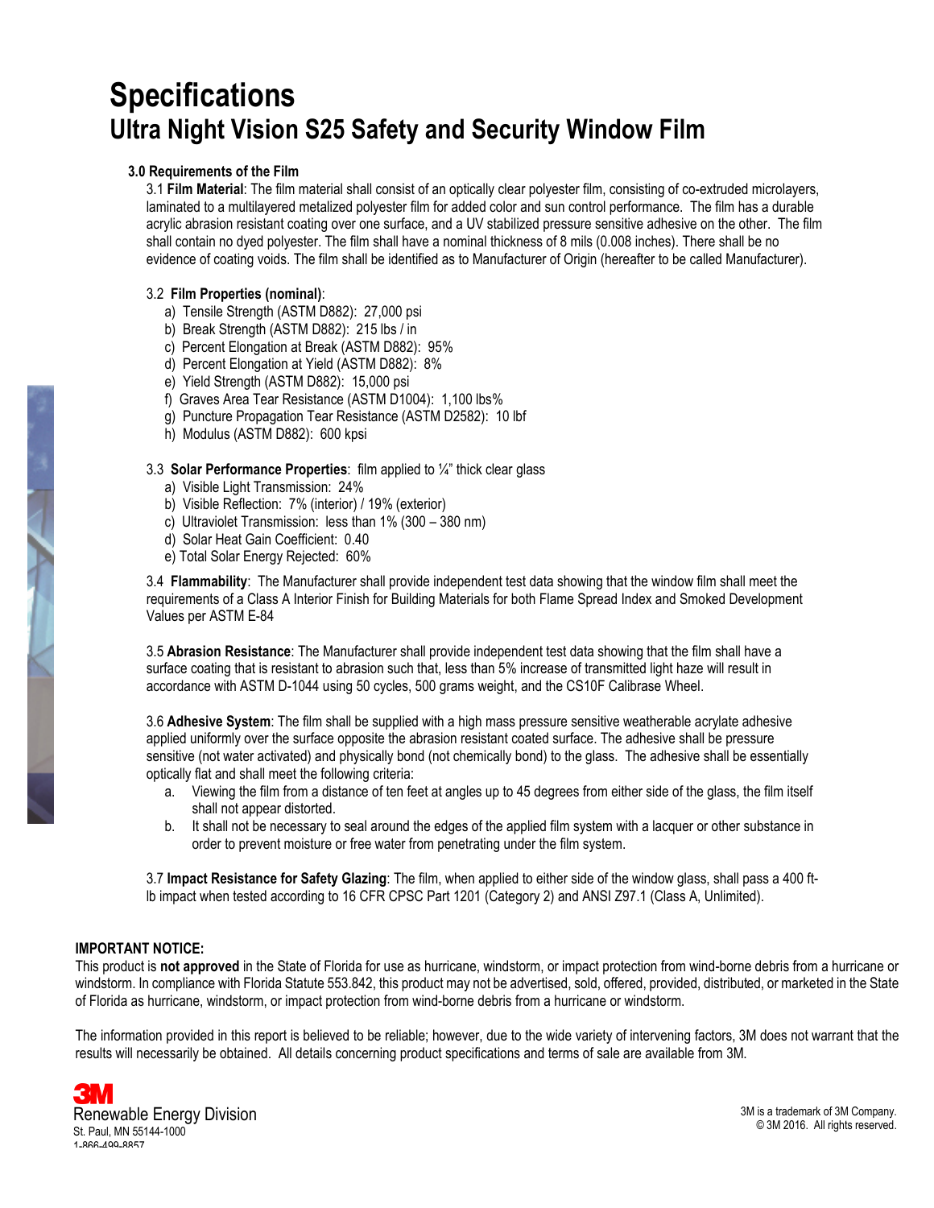# Specifications

## Ultra Night Vision S25 Safety and Security Window Film

### 3.0 Requirements of the Film

3.1 **Film Material**: The film material shall consist of an optically clear polyester film, consisting of co-extruded microlayers, laminated to a multilayered metalized polyester film for added color and sun control performance. The film has a durable acrylic abrasion resistant coating over one surface, and a UV stabilized pressure sensitive adhesive on the other. The film shall contain no dyed polyester. The film shall have a nominal thickness of 8 mils (0.008 inches). There shall be no evidence of coating voids. The film shall be identified as to Manufacturer of Origin (hereafter to be called Manufacturer).

3.2 **Film Properties (nominal)**:

a) Tensile Strength (ASTM D882): 27,000 psi
b) Break Strength (ASTM D882): 215 lbs / in
c) Percent Elongation at Break (ASTM D882): 95%
d) Percent Elongation at Yield (ASTM D882): 8%
e) Yield Strength (ASTM D882): 15,000 psi
f) Graves Area Tear Resistance (ASTM D1004): 1,100 lbs%
g) Puncture Propagation Tear Resistance (ASTM D2582): 10 lbf
h) Modulus (ASTM D882): 600 kpsi

3.3 **Solar Performance Properties**: film applied to ¼" thick clear glass

a) Visible Light Transmission: 24%
b) Visible Reflection: 7% (interior) / 19% (exterior)
c) Ultraviolet Transmission: less than 1% (300 – 380 nm)
d) Solar Heat Gain Coefficient: 0.40
e) Total Solar Energy Rejected: 60%

3.4 **Flammability**: The Manufacturer shall provide independent test data showing that the window film shall meet the requirements of a Class A Interior Finish for Building Materials for both Flame Spread Index and Smoked Development Values per ASTM E-84

3.5 **Abrasion Resistance**: The Manufacturer shall provide independent test data showing that the film shall have a surface coating that is resistant to abrasion such that, less than 5% increase of transmitted light haze will result in accordance with ASTM D-1044 using 50 cycles, 500 grams weight, and the CS10F Calibrase Wheel.

3.6 **Adhesive System**: The film shall be supplied with a high mass pressure sensitive weatherable acrylate adhesive applied uniformly over the surface opposite the abrasion resistant coated surface. The adhesive shall be pressure sensitive (not water activated) and physically bond (not chemically bond) to the glass. The adhesive shall be essentially optically flat and shall meet the following criteria:

a. Viewing the film from a distance of ten feet at angles up to 45 degrees from either side of the glass, the film itself shall not appear distorted.
b. It shall not be necessary to seal around the edges of the applied film system with a lacquer or other substance in order to prevent moisture or free water from penetrating under the film system.

3.7 **Impact Resistance for Safety Glazing**: The film, when applied to either side of the window glass, shall pass a 400 ft-lb impact when tested according to 16 CFR CPSC Part 1201 (Category 2) and ANSI Z97.1 (Class A, Unlimited).

**IMPORTANT NOTICE:**

This product is **not approved** in the State of Florida for use as hurricane, windstorm, or impact protection from wind-borne debris from a hurricane or windstorm. In compliance with Florida Statute 553.842, this product may not be advertised, sold, offered, provided, distributed, or marketed in the State of Florida as hurricane, windstorm, or impact protection from wind-borne debris from a hurricane or windstorm.

The information provided in this report is believed to be reliable; however, due to the wide variety of intervening factors, 3M does not warrant that the results will necessarily be obtained. All details concerning product specifications and terms of sale are available from 3M.

3M
Renewable Energy Division
St. Paul, MN 55144-1000
1-866-499-8857

3M is a trademark of 3M Company.
© 3M 2016. All rights reserved.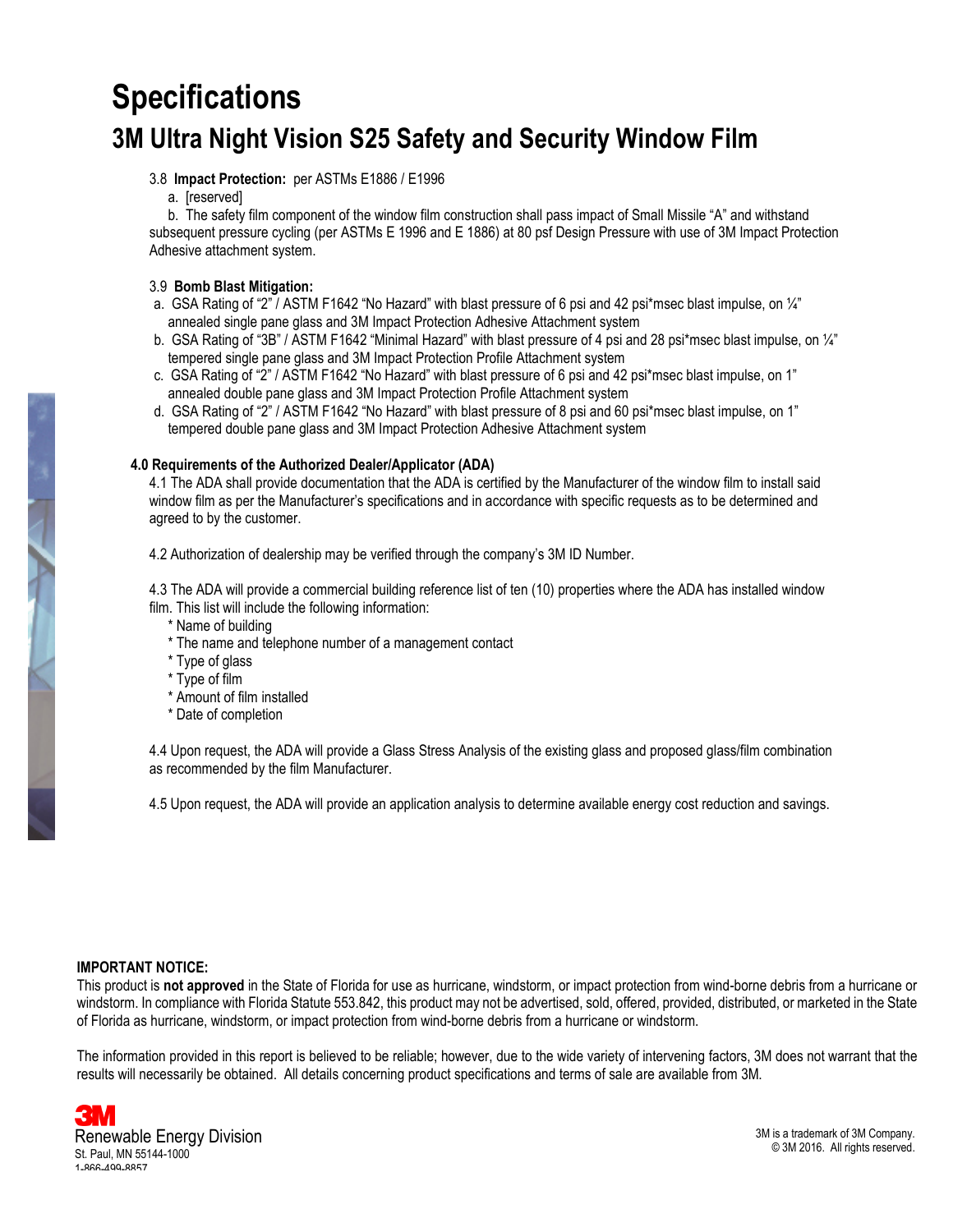# Specifications

## 3M Ultra Night Vision S25 Safety and Security Window Film

3.8 **Impact Protection:** per ASTMs E1886 / E1996

a. [reserved]

b. The safety film component of the window film construction shall pass impact of Small Missile "A" and withstand subsequent pressure cycling (per ASTMs E 1996 and E 1886) at 80 psf Design Pressure with use of 3M Impact Protection Adhesive attachment system.

3.9 **Bomb Blast Mitigation:**

a. GSA Rating of "2" / ASTM F1642 "No Hazard" with blast pressure of 6 psi and 42 psi*msec blast impulse, on ¼" annealed single pane glass and 3M Impact Protection Adhesive Attachment system

b. GSA Rating of "3B" / ASTM F1642 "Minimal Hazard" with blast pressure of 4 psi and 28 psi*msec blast impulse, on ¼" tempered single pane glass and 3M Impact Protection Profile Attachment system

c. GSA Rating of "2" / ASTM F1642 "No Hazard" with blast pressure of 6 psi and 42 psi*msec blast impulse, on 1" annealed double pane glass and 3M Impact Protection Profile Attachment system

d. GSA Rating of "2" / ASTM F1642 "No Hazard" with blast pressure of 8 psi and 60 psi*msec blast impulse, on 1" tempered double pane glass and 3M Impact Protection Adhesive Attachment system

**4.0 Requirements of the Authorized Dealer/Applicator (ADA)**

4.1 The ADA shall provide documentation that the ADA is certified by the Manufacturer of the window film to install said window film as per the Manufacturer's specifications and in accordance with specific requests as to be determined and agreed to by the customer.

4.2 Authorization of dealership may be verified through the company's 3M ID Number.

4.3 The ADA will provide a commercial building reference list of ten (10) properties where the ADA has installed window film. This list will include the following information:

- Name of building
- The name and telephone number of a management contact
- Type of glass
- Type of film
- Amount of film installed
- Date of completion

4.4 Upon request, the ADA will provide a Glass Stress Analysis of the existing glass and proposed glass/film combination as recommended by the film Manufacturer.

4.5 Upon request, the ADA will provide an application analysis to determine available energy cost reduction and savings.

**IMPORTANT NOTICE:**

This product is **not approved** in the State of Florida for use as hurricane, windstorm, or impact protection from wind-borne debris from a hurricane or windstorm. In compliance with Florida Statute 553.842, this product may not be advertised, sold, offered, provided, distributed, or marketed in the State of Florida as hurricane, windstorm, or impact protection from wind-borne debris from a hurricane or windstorm.

The information provided in this report is believed to be reliable; however, due to the wide variety of intervening factors, 3M does not warrant that the results will necessarily be obtained. All details concerning product specifications and terms of sale are available from 3M.

3M
Renewable Energy Division
St. Paul, MN 55144-1000
1-866-499-8857

3M is a trademark of 3M Company.
© 3M 2016. All rights reserved.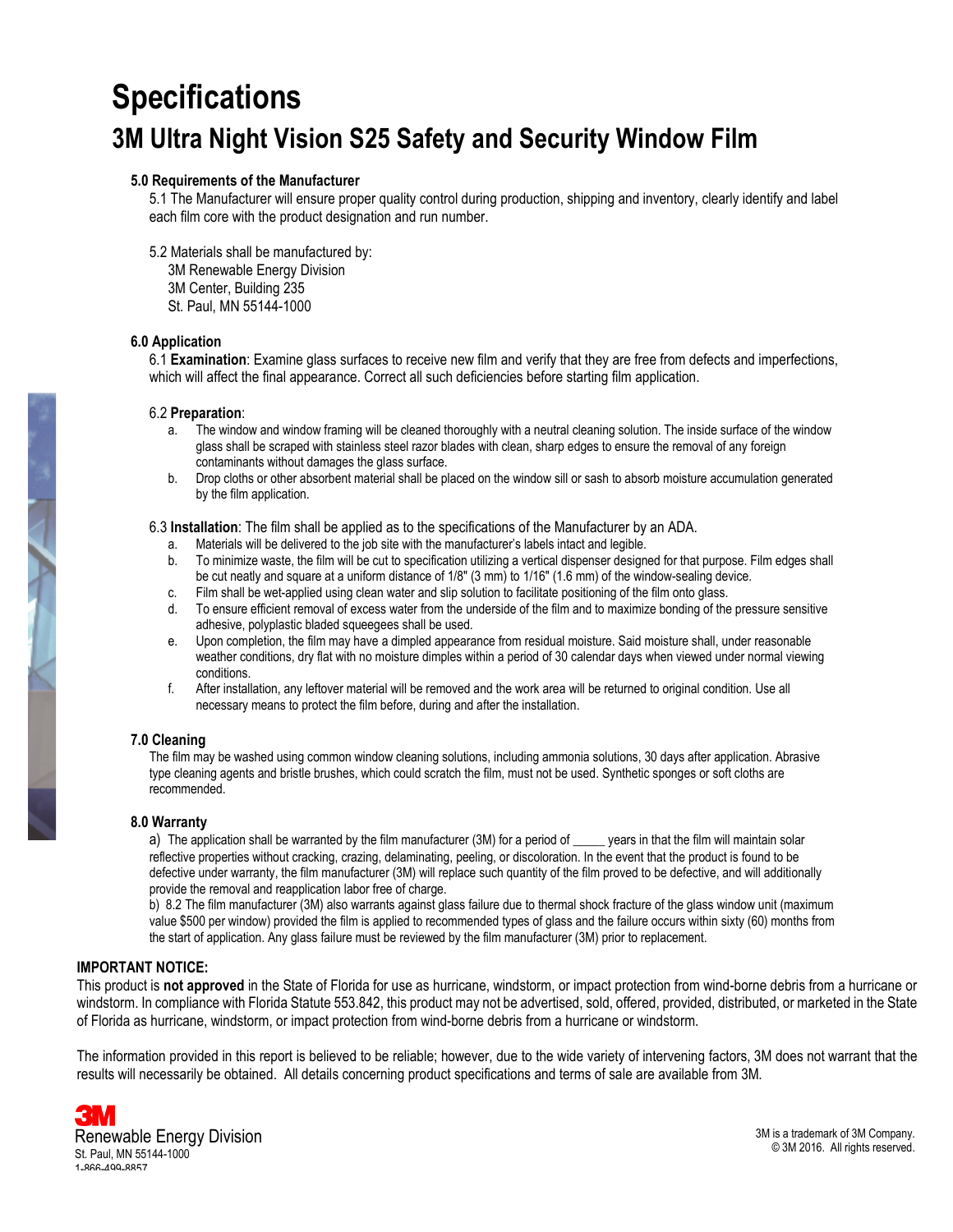# Specifications

## 3M Ultra Night Vision S25 Safety and Security Window Film

### 5.0 Requirements of the Manufacturer

5.1 The Manufacturer will ensure proper quality control during production, shipping and inventory, clearly identify and label each film core with the product designation and run number.

5.2 Materials shall be manufactured by:
3M Renewable Energy Division
3M Center, Building 235
St. Paul, MN 55144-1000

### 6.0 Application

6.1 **Examination**: Examine glass surfaces to receive new film and verify that they are free from defects and imperfections, which will affect the final appearance. Correct all such deficiencies before starting film application.

6.2 **Preparation**:

a. The window and window framing will be cleaned thoroughly with a neutral cleaning solution. The inside surface of the window glass shall be scraped with stainless steel razor blades with clean, sharp edges to ensure the removal of any foreign contaminants without damages the glass surface.
b. Drop cloths or other absorbent material shall be placed on the window sill or sash to absorb moisture accumulation generated by the film application.

6.3 **Installation**: The film shall be applied as to the specifications of the Manufacturer by an ADA.

a. Materials will be delivered to the job site with the manufacturer's labels intact and legible.
b. To minimize waste, the film will be cut to specification utilizing a vertical dispenser designed for that purpose. Film edges shall be cut neatly and square at a uniform distance of 1/8" (3 mm) to 1/16" (1.6 mm) of the window-sealing device.
c. Film shall be wet-applied using clean water and slip solution to facilitate positioning of the film onto glass.
d. To ensure efficient removal of excess water from the underside of the film and to maximize bonding of the pressure sensitive adhesive, polyplastic bladed squeegees shall be used.
e. Upon completion, the film may have a dimpled appearance from residual moisture. Said moisture shall, under reasonable weather conditions, dry flat with no moisture dimples within a period of 30 calendar days when viewed under normal viewing conditions.
f. After installation, any leftover material will be removed and the work area will be returned to original condition. Use all necessary means to protect the film before, during and after the installation.

### 7.0 Cleaning

The film may be washed using common window cleaning solutions, including ammonia solutions, 30 days after application. Abrasive type cleaning agents and bristle brushes, which could scratch the film, must not be used. Synthetic sponges or soft cloths are recommended.

### 8.0 Warranty

a) The application shall be warranted by the film manufacturer (3M) for a period of _____ years in that the film will maintain solar reflective properties without cracking, crazing, delaminating, peeling, or discoloration. In the event that the product is found to be defective under warranty, the film manufacturer (3M) will replace such quantity of the film proved to be defective, and will additionally provide the removal and reapplication labor free of charge.
b) 8.2 The film manufacturer (3M) also warrants against glass failure due to thermal shock fracture of the glass window unit (maximum value $500 per window) provided the film is applied to recommended types of glass and the failure occurs within sixty (60) months from the start of application. Any glass failure must be reviewed by the film manufacturer (3M) prior to replacement.

**IMPORTANT NOTICE:**
This product is **not approved** in the State of Florida for use as hurricane, windstorm, or impact protection from wind-borne debris from a hurricane or windstorm. In compliance with Florida Statute 553.842, this product may not be advertised, sold, offered, provided, distributed, or marketed in the State of Florida as hurricane, windstorm, or impact protection from wind-borne debris from a hurricane or windstorm.

The information provided in this report is believed to be reliable; however, due to the wide variety of intervening factors, 3M does not warrant that the results will necessarily be obtained. All details concerning product specifications and terms of sale are available from 3M.

3M
Renewable Energy Division
St. Paul, MN 55144-1000
1-866-499-8857

3M is a trademark of 3M Company.
© 3M 2016. All rights reserved.